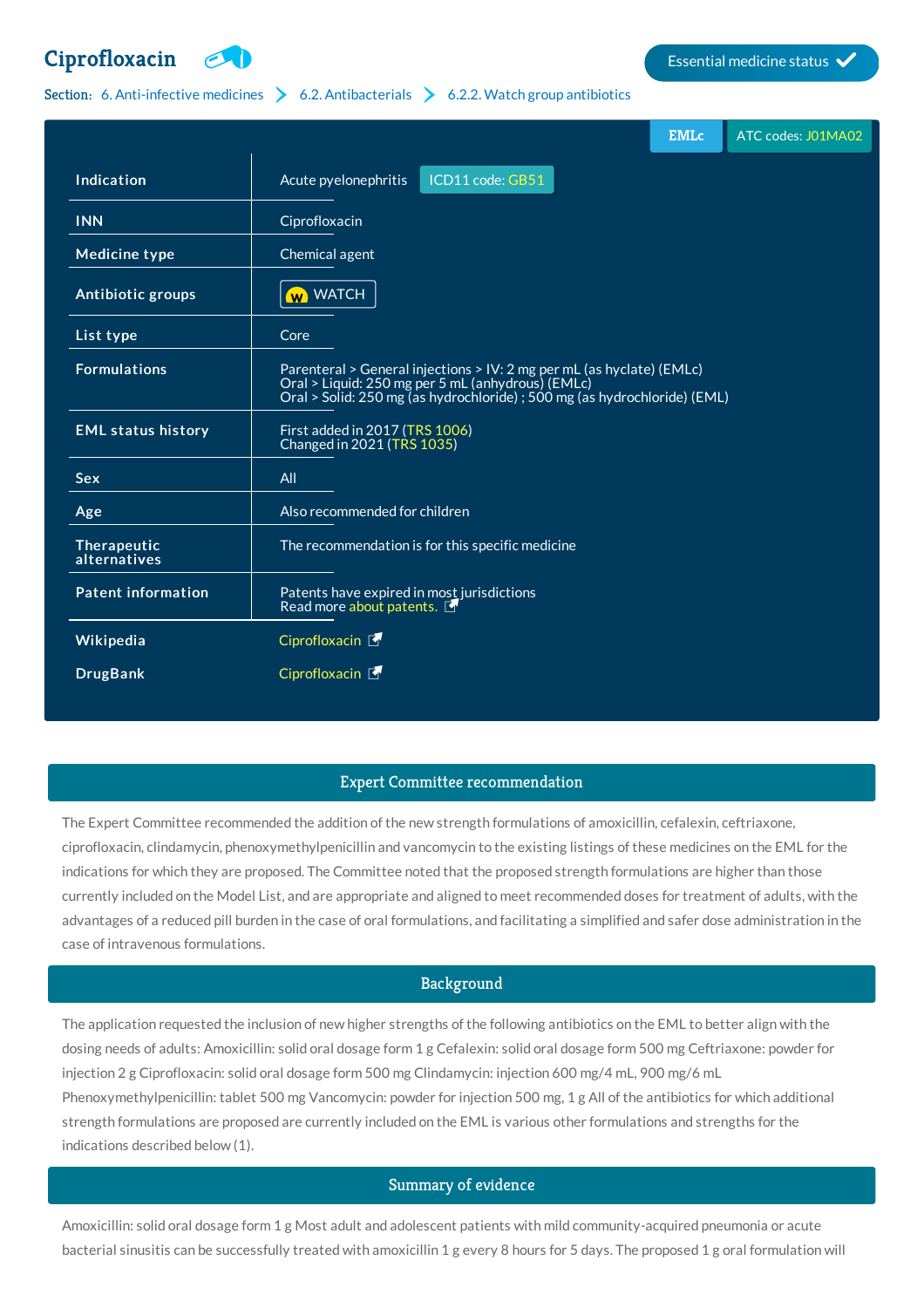# Ciprofloxacin

Essential medicine status ✓

Section: 6. Anti-infective medicines > 6.2. Antibacterials > 6.2.2. Watch group antibiotics

EMLc | ATC codes: J01MA02

| | |
|---|---|
| **Indication** | Acute pyelonephritis ICD11 code: GB51 |
| **INN** | Ciprofloxacin |
| **Medicine type** | Chemical agent |
| **Antibiotic groups** | WATCH |
| **List type** | Core |
| **Formulations** | Parenteral > General injections > IV: 2 mg per mL (as hyclate) (EMLc)<br>Oral > Liquid: 250 mg per 5 mL (anhydrous) (EMLc)<br>Oral > Solid: 250 mg (as hydrochloride) ; 500 mg (as hydrochloride) (EML) |
| **EML status history** | First added in 2017 (TRS 1006)<br>Changed in 2021 (TRS 1035) |
| **Sex** | All |
| **Age** | Also recommended for children |
| **Therapeutic alternatives** | The recommendation is for this specific medicine |
| **Patent information** | Patents have expired in most jurisdictions<br>Read more about patents. |
| **Wikipedia** | Ciprofloxacin |
| **DrugBank** | Ciprofloxacin |

## Expert Committee recommendation

The Expert Committee recommended the addition of the new strength formulations of amoxicillin, cefalexin, ceftriaxone, ciprofloxacin, clindamycin, phenoxymethylpenicillin and vancomycin to the existing listings of these medicines on the EML for the indications for which they are proposed. The Committee noted that the proposed strength formulations are higher than those currently included on the Model List, and are appropriate and aligned to meet recommended doses for treatment of adults, with the advantages of a reduced pill burden in the case of oral formulations, and facilitating a simplified and safer dose administration in the case of intravenous formulations.

## Background

The application requested the inclusion of new higher strengths of the following antibiotics on the EML to better align with the dosing needs of adults: Amoxicillin: solid oral dosage form 1 g Cefalexin: solid oral dosage form 500 mg Ceftriaxone: powder for injection 2 g Ciprofloxacin: solid oral dosage form 500 mg Clindamycin: injection 600 mg/4 mL, 900 mg/6 mL Phenoxymethylpenicillin: tablet 500 mg Vancomycin: powder for injection 500 mg, 1 g All of the antibiotics for which additional strength formulations are proposed are currently included on the EML is various other formulations and strengths for the indications described below (1).

## Summary of evidence

Amoxicillin: solid oral dosage form 1 g Most adult and adolescent patients with mild community-acquired pneumonia or acute bacterial sinusitis can be successfully treated with amoxicillin 1 g every 8 hours for 5 days. The proposed 1 g oral formulation will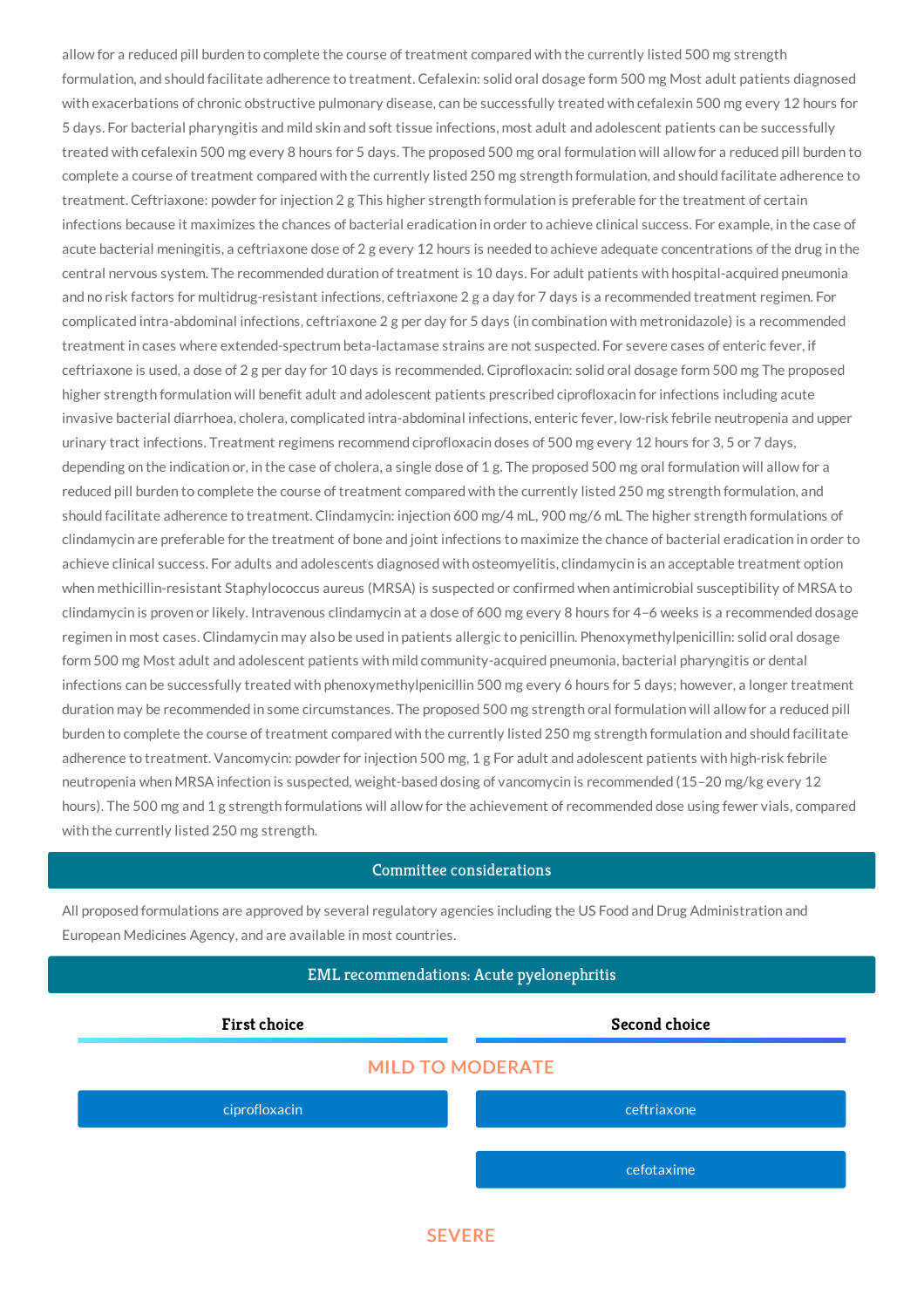allow for a reduced pill burden to complete the course of treatment compared with the currently listed 500 mg strength formulation, and should facilitate adherence to treatment. Cefalexin: solid oral dosage form 500 mg Most adult patients diagnosed with exacerbations of chronic obstructive pulmonary disease, can be successfully treated with cefalexin 500 mg every 12 hours for 5 days. For bacterial pharyngitis and mild skin and soft tissue infections, most adult and adolescent patients can be successfully treated with cefalexin 500 mg every 8 hours for 5 days. The proposed 500 mg oral formulation will allow for a reduced pill burden to complete a course of treatment compared with the currently listed 250 mg strength formulation, and should facilitate adherence to treatment. Ceftriaxone: powder for injection 2 g This higher strength formulation is preferable for the treatment of certain infections because it maximizes the chances of bacterial eradication in order to achieve clinical success. For example, in the case of acute bacterial meningitis, a ceftriaxone dose of 2 g every 12 hours is needed to achieve adequate concentrations of the drug in the central nervous system. The recommended duration of treatment is 10 days. For adult patients with hospital-acquired pneumonia and no risk factors for multidrug-resistant infections, ceftriaxone 2 g a day for 7 days is a recommended treatment regimen. For complicated intra-abdominal infections, ceftriaxone 2 g per day for 5 days (in combination with metronidazole) is a recommended treatment in cases where extended-spectrum beta-lactamase strains are not suspected. For severe cases of enteric fever, if ceftriaxone is used, a dose of 2 g per day for 10 days is recommended. Ciprofloxacin: solid oral dosage form 500 mg The proposed higher strength formulation will benefit adult and adolescent patients prescribed ciprofloxacin for infections including acute invasive bacterial diarrhoea, cholera, complicated intra-abdominal infections, enteric fever, low-risk febrile neutropenia and upper urinary tract infections. Treatment regimens recommend ciprofloxacin doses of 500 mg every 12 hours for 3, 5 or 7 days, depending on the indication or, in the case of cholera, a single dose of 1 g. The proposed 500 mg oral formulation will allow for a reduced pill burden to complete the course of treatment compared with the currently listed 250 mg strength formulation, and should facilitate adherence to treatment. Clindamycin: injection 600 mg/4 mL, 900 mg/6 mL The higher strength formulations of clindamycin are preferable for the treatment of bone and joint infections to maximize the chance of bacterial eradication in order to achieve clinical success. For adults and adolescents diagnosed with osteomyelitis, clindamycin is an acceptable treatment option when methicillin-resistant Staphylococcus aureus (MRSA) is suspected or confirmed when antimicrobial susceptibility of MRSA to clindamycin is proven or likely. Intravenous clindamycin at a dose of 600 mg every 8 hours for 4–6 weeks is a recommended dosage regimen in most cases. Clindamycin may also be used in patients allergic to penicillin. Phenoxymethylpenicillin: solid oral dosage form 500 mg Most adult and adolescent patients with mild community-acquired pneumonia, bacterial pharyngitis or dental infections can be successfully treated with phenoxymethylpenicillin 500 mg every 6 hours for 5 days; however, a longer treatment duration may be recommended in some circumstances. The proposed 500 mg strength oral formulation will allow for a reduced pill burden to complete the course of treatment compared with the currently listed 250 mg strength formulation and should facilitate adherence to treatment. Vancomycin: powder for injection 500 mg, 1 g For adult and adolescent patients with high-risk febrile neutropenia when MRSA infection is suspected, weight-based dosing of vancomycin is recommended (15–20 mg/kg every 12 hours). The 500 mg and 1 g strength formulations will allow for the achievement of recommended dose using fewer vials, compared with the currently listed 250 mg strength.

## Committee considerations

All proposed formulations are approved by several regulatory agencies including the US Food and Drug Administration and European Medicines Agency, and are available in most countries.

## EML recommendations: Acute pyelonephritis

| First choice | Second choice |
| --- | --- |
| **MILD TO MODERATE** | |
| ciprofloxacin | ceftriaxone |
| | cefotaxime |

**SEVERE**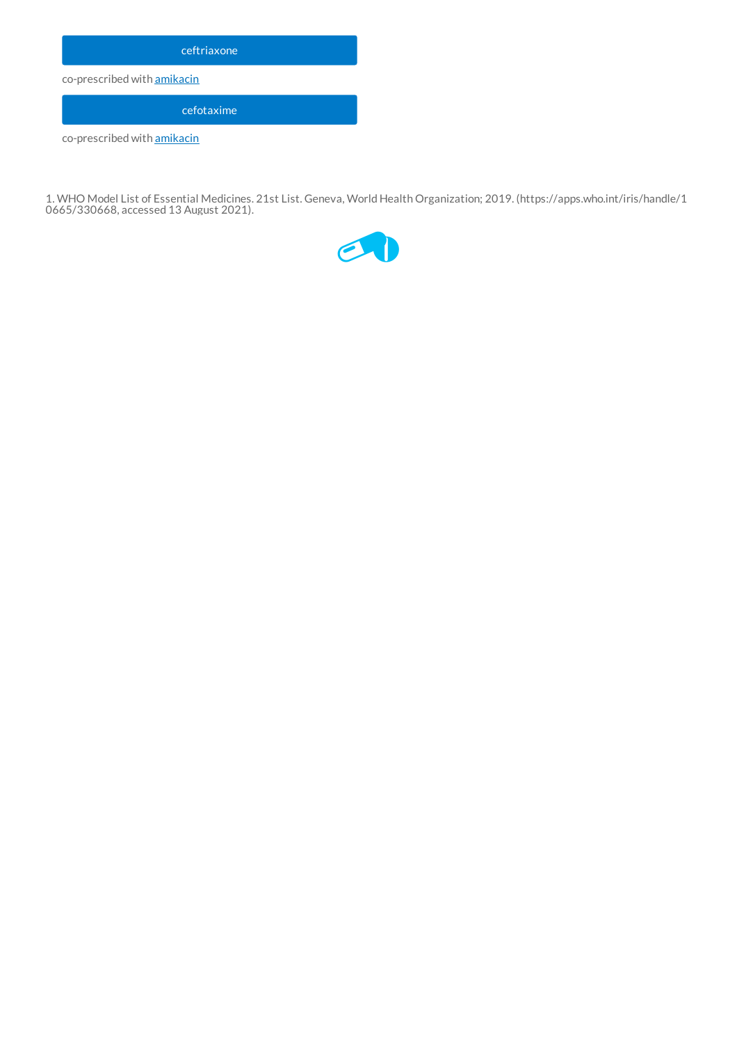**ceftriaxone**

co-prescribed with [amikacin]

**cefotaxime**

co-prescribed with [amikacin]

1. WHO Model List of Essential Medicines. 21st List. Geneva, World Health Organization; 2019. (https://apps.who.int/iris/handle/10665/330668, accessed 13 August 2021).